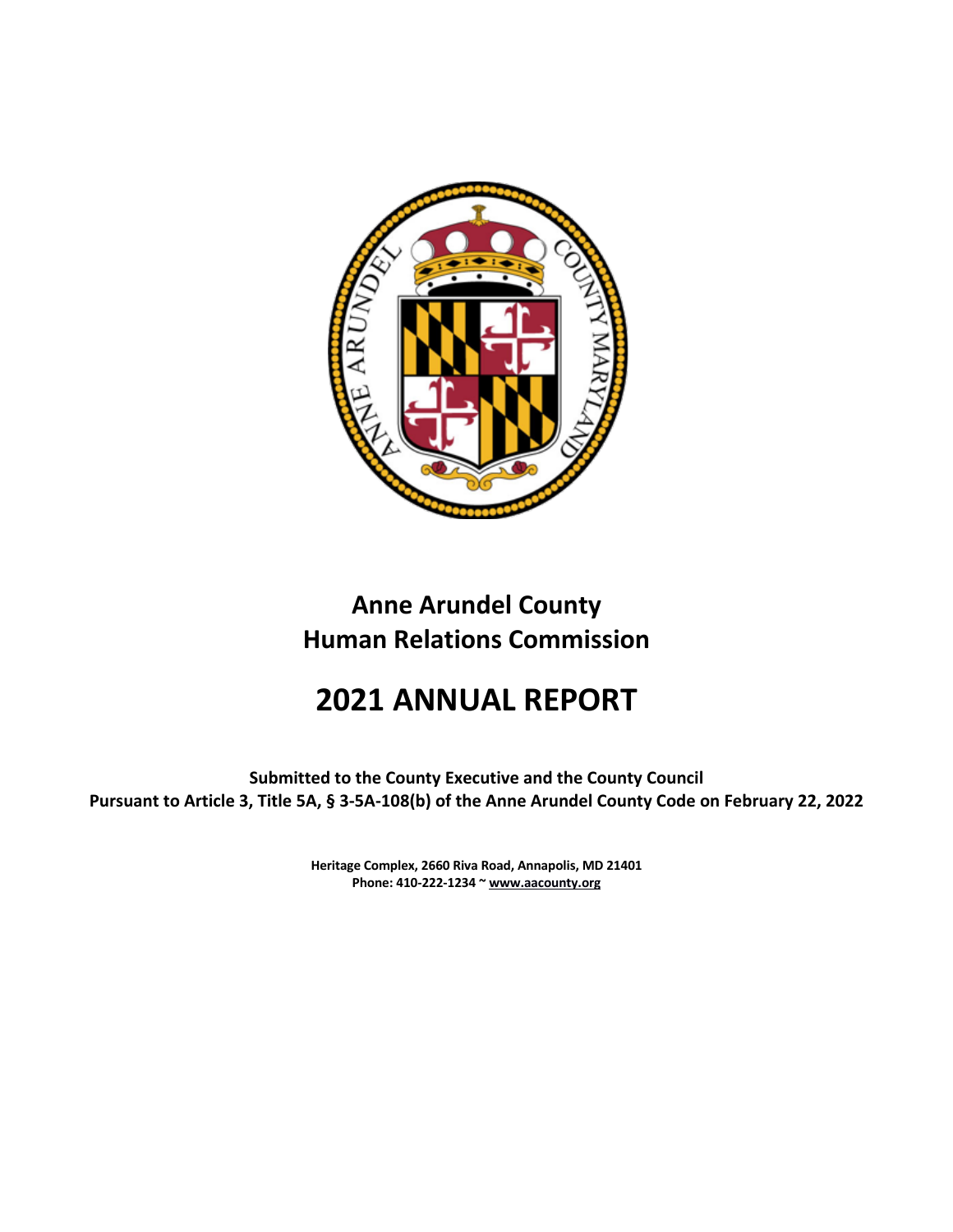# Anne Arundel County
# Human Relations Commission

# 2021 ANNUAL REPORT

**Submitted to the County Executive and the County Council**
**Pursuant to Article 3, Title 5A, § 3-5A-108(b) of the Anne Arundel County Code on February 22, 2022**

**Heritage Complex, 2660 Riva Road, Annapolis, MD 21401**
**Phone: 410-222-1234 ~ www.aacounty.org**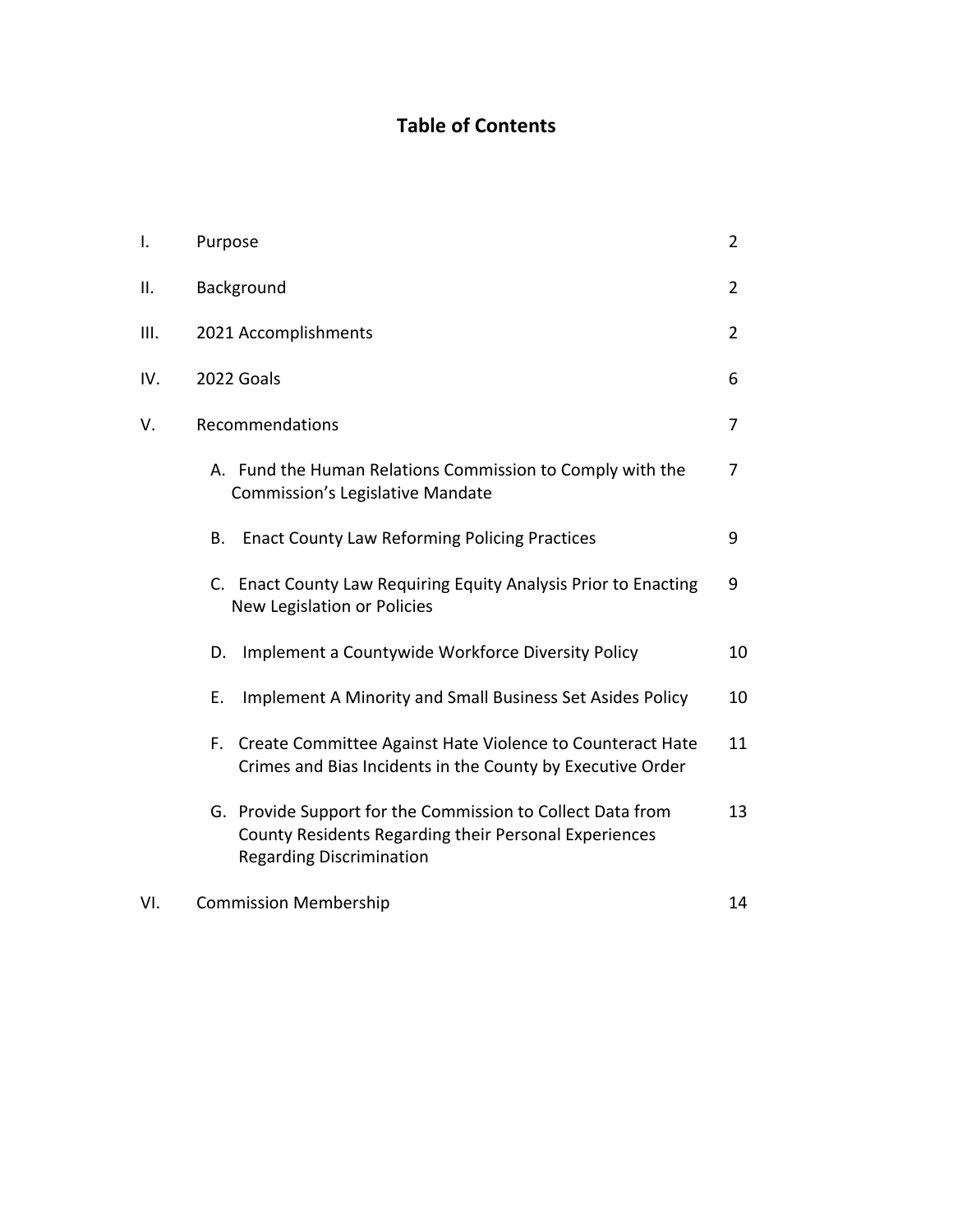# Table of Contents

| | | |
|---|---|---|
| I. | Purpose | 2 |
| II. | Background | 2 |
| III. | 2021 Accomplishments | 2 |
| IV. | 2022 Goals | 6 |
| V. | Recommendations | 7 |
| | A. Fund the Human Relations Commission to Comply with the Commission's Legislative Mandate | 7 |
| | B. Enact County Law Reforming Policing Practices | 9 |
| | C. Enact County Law Requiring Equity Analysis Prior to Enacting New Legislation or Policies | 9 |
| | D. Implement a Countywide Workforce Diversity Policy | 10 |
| | E. Implement A Minority and Small Business Set Asides Policy | 10 |
| | F. Create Committee Against Hate Violence to Counteract Hate Crimes and Bias Incidents in the County by Executive Order | 11 |
| | G. Provide Support for the Commission to Collect Data from County Residents Regarding their Personal Experiences Regarding Discrimination | 13 |
| VI. | Commission Membership | 14 |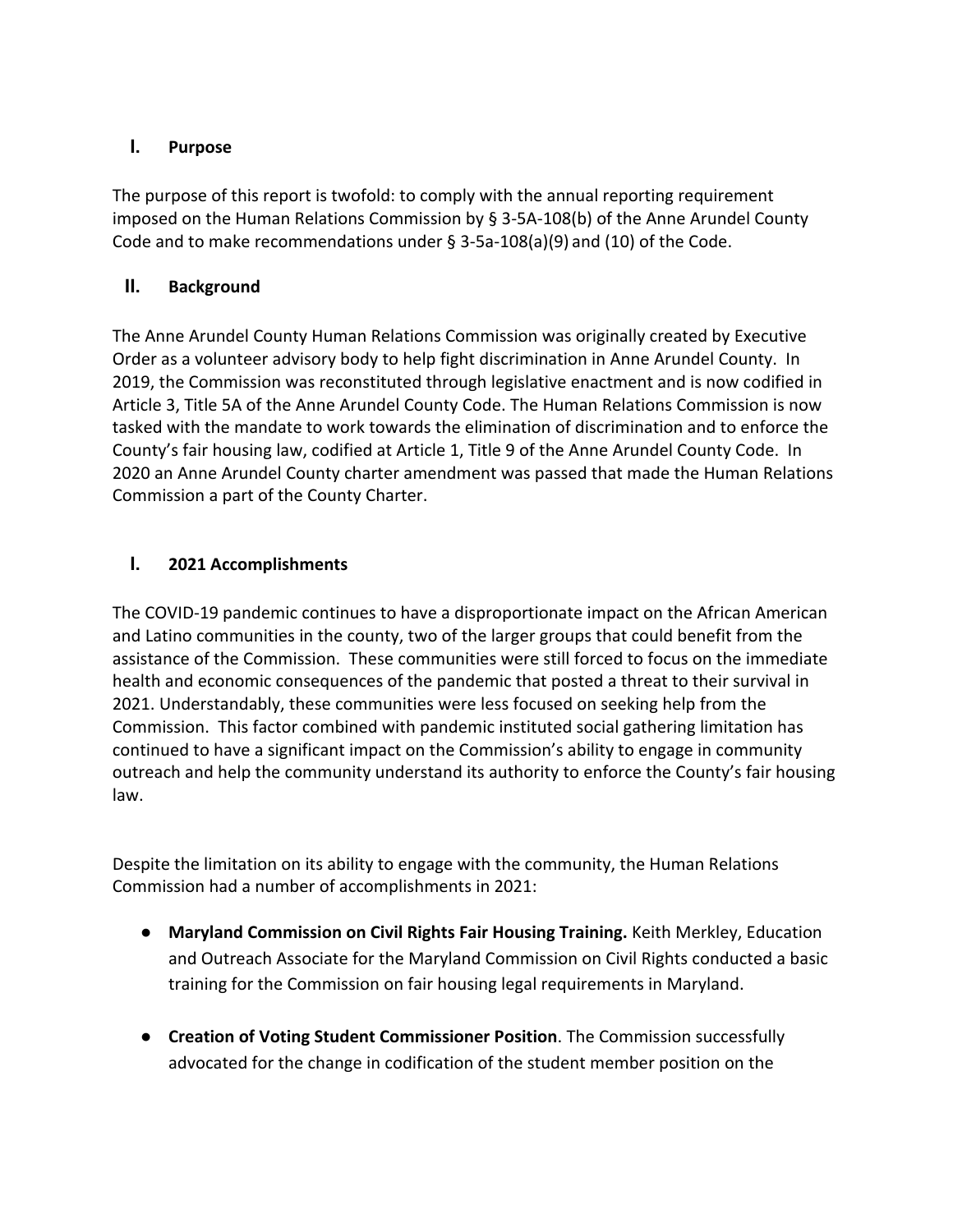## I. Purpose

The purpose of this report is twofold: to comply with the annual reporting requirement imposed on the Human Relations Commission by § 3-5A-108(b) of the Anne Arundel County Code and to make recommendations under § 3-5a-108(a)(9) and (10) of the Code.

## II. Background

The Anne Arundel County Human Relations Commission was originally created by Executive Order as a volunteer advisory body to help fight discrimination in Anne Arundel County. In 2019, the Commission was reconstituted through legislative enactment and is now codified in Article 3, Title 5A of the Anne Arundel County Code. The Human Relations Commission is now tasked with the mandate to work towards the elimination of discrimination and to enforce the County's fair housing law, codified at Article 1, Title 9 of the Anne Arundel County Code. In 2020 an Anne Arundel County charter amendment was passed that made the Human Relations Commission a part of the County Charter.

## I. 2021 Accomplishments

The COVID-19 pandemic continues to have a disproportionate impact on the African American and Latino communities in the county, two of the larger groups that could benefit from the assistance of the Commission. These communities were still forced to focus on the immediate health and economic consequences of the pandemic that posted a threat to their survival in 2021. Understandably, these communities were less focused on seeking help from the Commission. This factor combined with pandemic instituted social gathering limitation has continued to have a significant impact on the Commission's ability to engage in community outreach and help the community understand its authority to enforce the County's fair housing law.

Despite the limitation on its ability to engage with the community, the Human Relations Commission had a number of accomplishments in 2021:

- **Maryland Commission on Civil Rights Fair Housing Training.** Keith Merkley, Education and Outreach Associate for the Maryland Commission on Civil Rights conducted a basic training for the Commission on fair housing legal requirements in Maryland.

- **Creation of Voting Student Commissioner Position**. The Commission successfully advocated for the change in codification of the student member position on the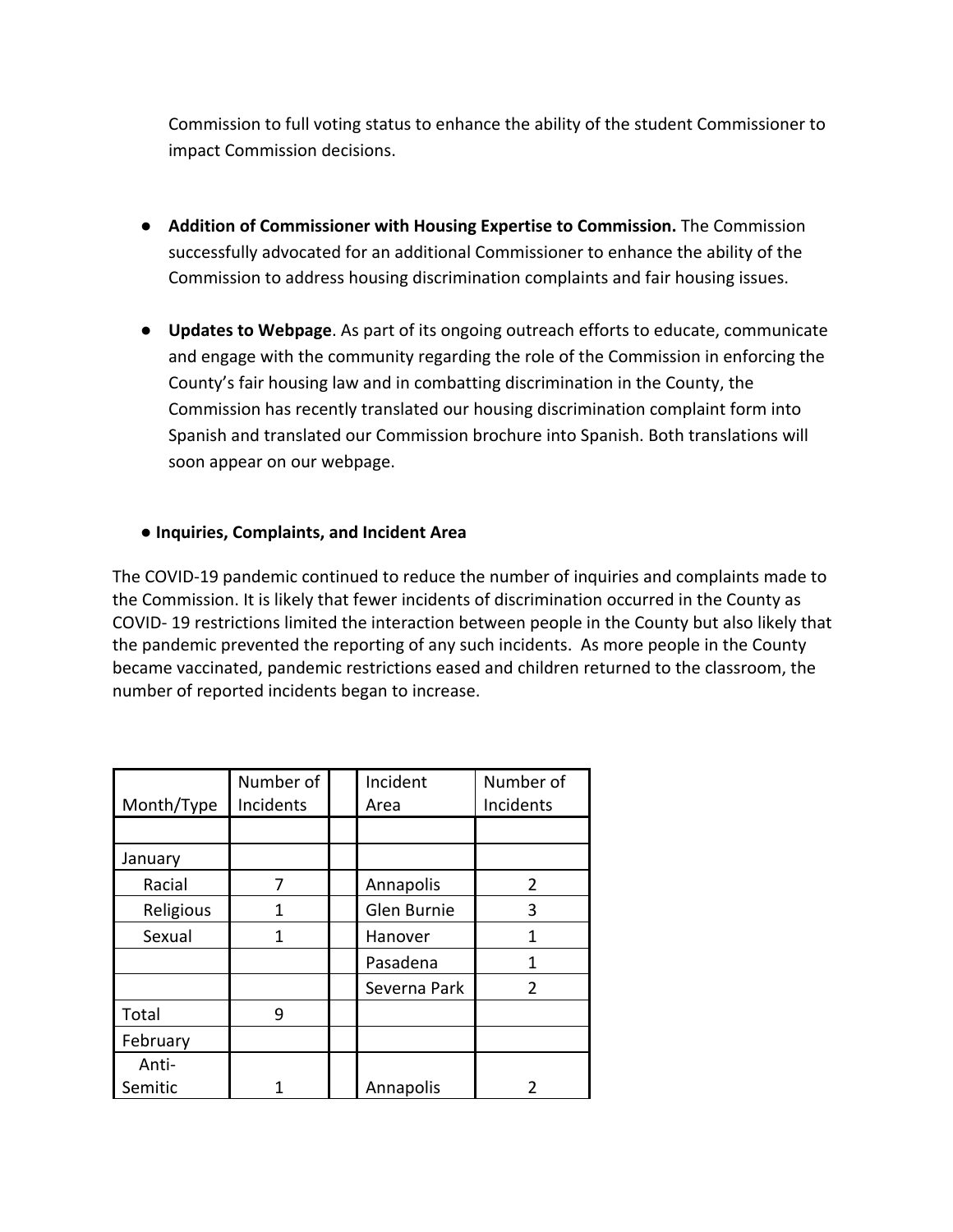Commission to full voting status to enhance the ability of the student Commissioner to impact Commission decisions.

- **Addition of Commissioner with Housing Expertise to Commission.** The Commission successfully advocated for an additional Commissioner to enhance the ability of the Commission to address housing discrimination complaints and fair housing issues.

- **Updates to Webpage**. As part of its ongoing outreach efforts to educate, communicate and engage with the community regarding the role of the Commission in enforcing the County's fair housing law and in combatting discrimination in the County, the Commission has recently translated our housing discrimination complaint form into Spanish and translated our Commission brochure into Spanish. Both translations will soon appear on our webpage.

- **Inquiries, Complaints, and Incident Area**

The COVID-19 pandemic continued to reduce the number of inquiries and complaints made to the Commission. It is likely that fewer incidents of discrimination occurred in the County as COVID- 19 restrictions limited the interaction between people in the County but also likely that the pandemic prevented the reporting of any such incidents. As more people in the County became vaccinated, pandemic restrictions eased and children returned to the classroom, the number of reported incidents began to increase.

| Month/Type | Number of Incidents | | Incident Area | Number of Incidents |
|---|---|---|---|---|
| | | | | |
| January | | | | |
| Racial | 7 | | Annapolis | 2 |
| Religious | 1 | | Glen Burnie | 3 |
| Sexual | 1 | | Hanover | 1 |
| | | | Pasadena | 1 |
| | | | Severna Park | 2 |
| Total | 9 | | | |
| February | | | | |
| Anti-Semitic | 1 | | Annapolis | 2 |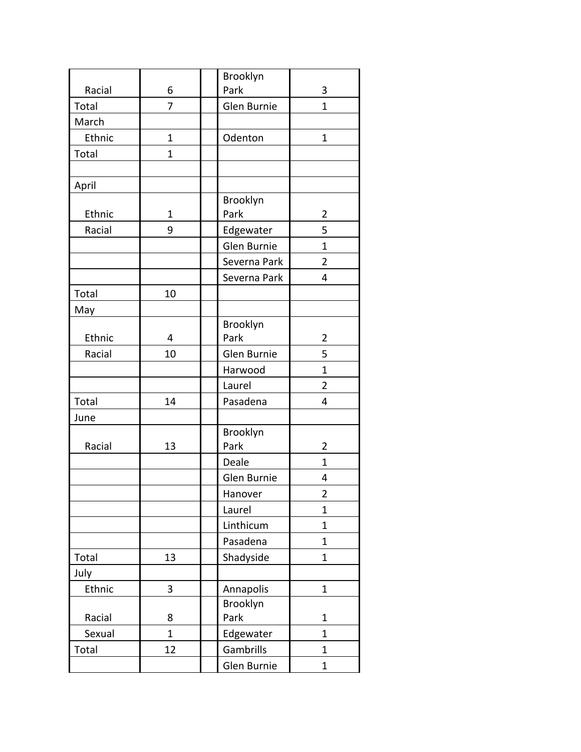| | | | | |
|---|---|---|---|---|
| Racial | 6 | | Brooklyn Park | 3 |
| Total | 7 | | Glen Burnie | 1 |
| March | | | | |
| Ethnic | 1 | | Odenton | 1 |
| Total | 1 | | | |
| | | | | |
| April | | | | |
| Ethnic | 1 | | Brooklyn Park | 2 |
| Racial | 9 | | Edgewater | 5 |
| | | | Glen Burnie | 1 |
| | | | Severna Park | 2 |
| | | | Severna Park | 4 |
| Total | 10 | | | |
| May | | | | |
| Ethnic | 4 | | Brooklyn Park | 2 |
| Racial | 10 | | Glen Burnie | 5 |
| | | | Harwood | 1 |
| | | | Laurel | 2 |
| Total | 14 | | Pasadena | 4 |
| June | | | | |
| Racial | 13 | | Brooklyn Park | 2 |
| | | | Deale | 1 |
| | | | Glen Burnie | 4 |
| | | | Hanover | 2 |
| | | | Laurel | 1 |
| | | | Linthicum | 1 |
| | | | Pasadena | 1 |
| Total | 13 | | Shadyside | 1 |
| July | | | | |
| Ethnic | 3 | | Annapolis | 1 |
| Racial | 8 | | Brooklyn Park | 1 |
| Sexual | 1 | | Edgewater | 1 |
| Total | 12 | | Gambrills | 1 |
| | | | Glen Burnie | 1 |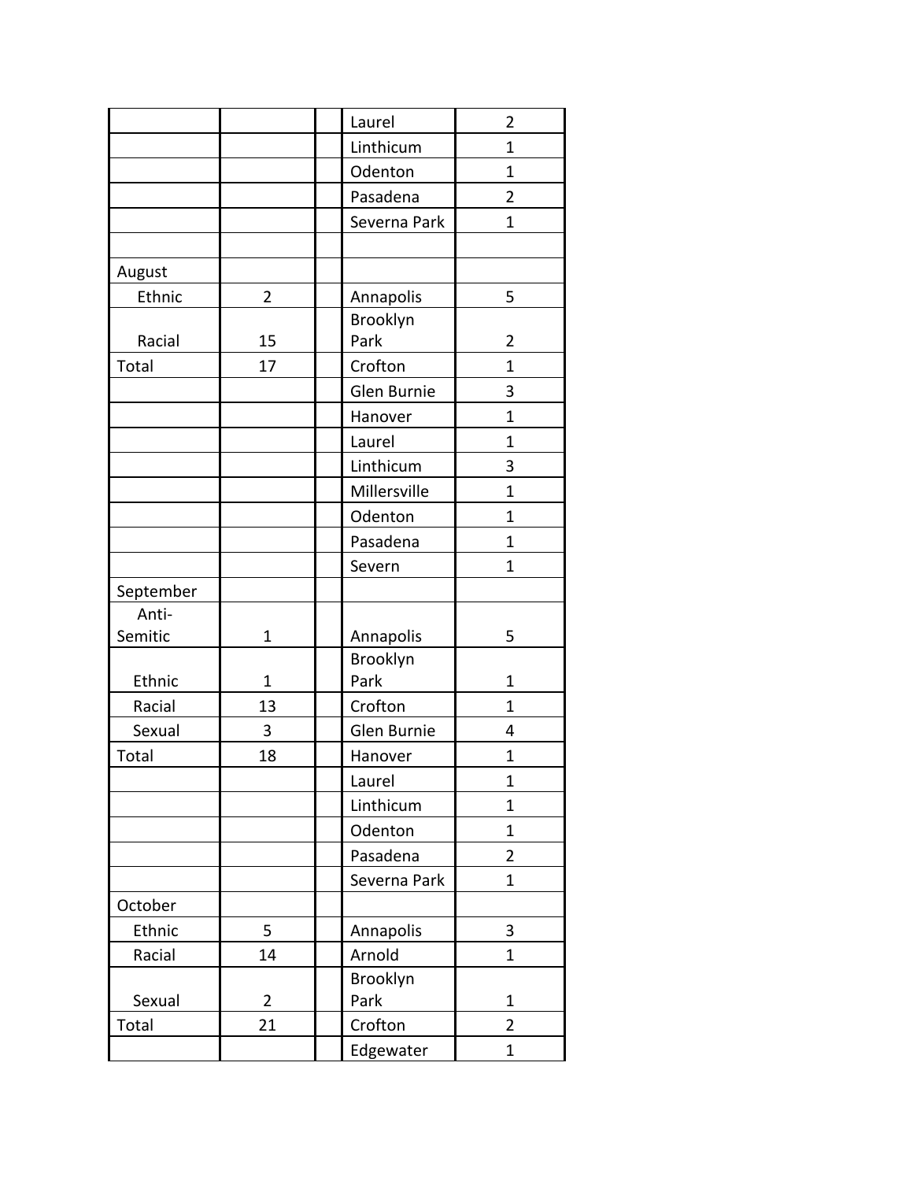| | | | | |
|---|---|---|---|---|
| | | | Laurel | 2 |
| | | | Linthicum | 1 |
| | | | Odenton | 1 |
| | | | Pasadena | 2 |
| | | | Severna Park | 1 |
| | | | | |
| August | | | | |
| Ethnic | 2 | | Annapolis | 5 |
| Racial | 15 | | Brooklyn Park | 2 |
| Total | 17 | | Crofton | 1 |
| | | | Glen Burnie | 3 |
| | | | Hanover | 1 |
| | | | Laurel | 1 |
| | | | Linthicum | 3 |
| | | | Millersville | 1 |
| | | | Odenton | 1 |
| | | | Pasadena | 1 |
| | | | Severn | 1 |
| September | | | | |
| Anti-Semitic | 1 | | Annapolis | 5 |
| Ethnic | 1 | | Brooklyn Park | 1 |
| Racial | 13 | | Crofton | 1 |
| Sexual | 3 | | Glen Burnie | 4 |
| Total | 18 | | Hanover | 1 |
| | | | Laurel | 1 |
| | | | Linthicum | 1 |
| | | | Odenton | 1 |
| | | | Pasadena | 2 |
| | | | Severna Park | 1 |
| October | | | | |
| Ethnic | 5 | | Annapolis | 3 |
| Racial | 14 | | Arnold | 1 |
| Sexual | 2 | | Brooklyn Park | 1 |
| Total | 21 | | Crofton | 2 |
| | | | Edgewater | 1 |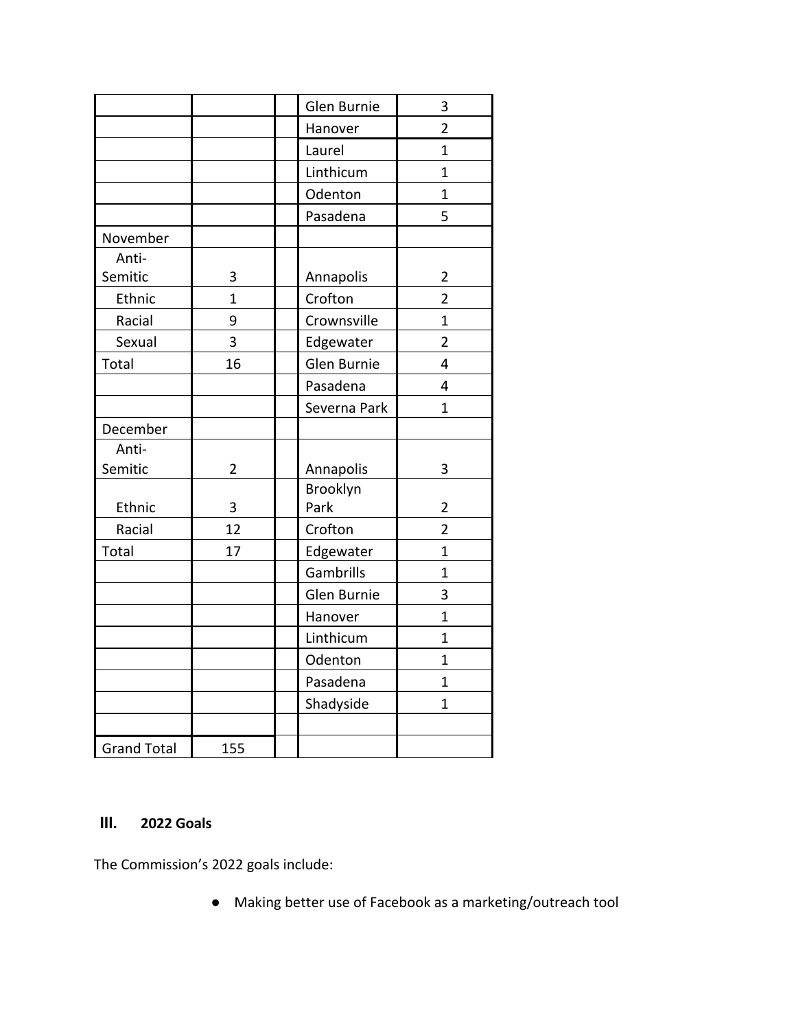| | | | | |
|---|---|---|---|---|
| | | | Glen Burnie | 3 |
| | | | Hanover | 2 |
| | | | Laurel | 1 |
| | | | Linthicum | 1 |
| | | | Odenton | 1 |
| | | | Pasadena | 5 |
| November | | | | |
| Anti-Semitic | 3 | | Annapolis | 2 |
| Ethnic | 1 | | Crofton | 2 |
| Racial | 9 | | Crownsville | 1 |
| Sexual | 3 | | Edgewater | 2 |
| Total | 16 | | Glen Burnie | 4 |
| | | | Pasadena | 4 |
| | | | Severna Park | 1 |
| December | | | | |
| Anti-Semitic | 2 | | Annapolis | 3 |
| Ethnic | 3 | | Brooklyn Park | 2 |
| Racial | 12 | | Crofton | 2 |
| Total | 17 | | Edgewater | 1 |
| | | | Gambrills | 1 |
| | | | Glen Burnie | 3 |
| | | | Hanover | 1 |
| | | | Linthicum | 1 |
| | | | Odenton | 1 |
| | | | Pasadena | 1 |
| | | | Shadyside | 1 |
| | | | | |
| Grand Total | 155 | | | |

## III. 2022 Goals

The Commission's 2022 goals include:

- Making better use of Facebook as a marketing/outreach tool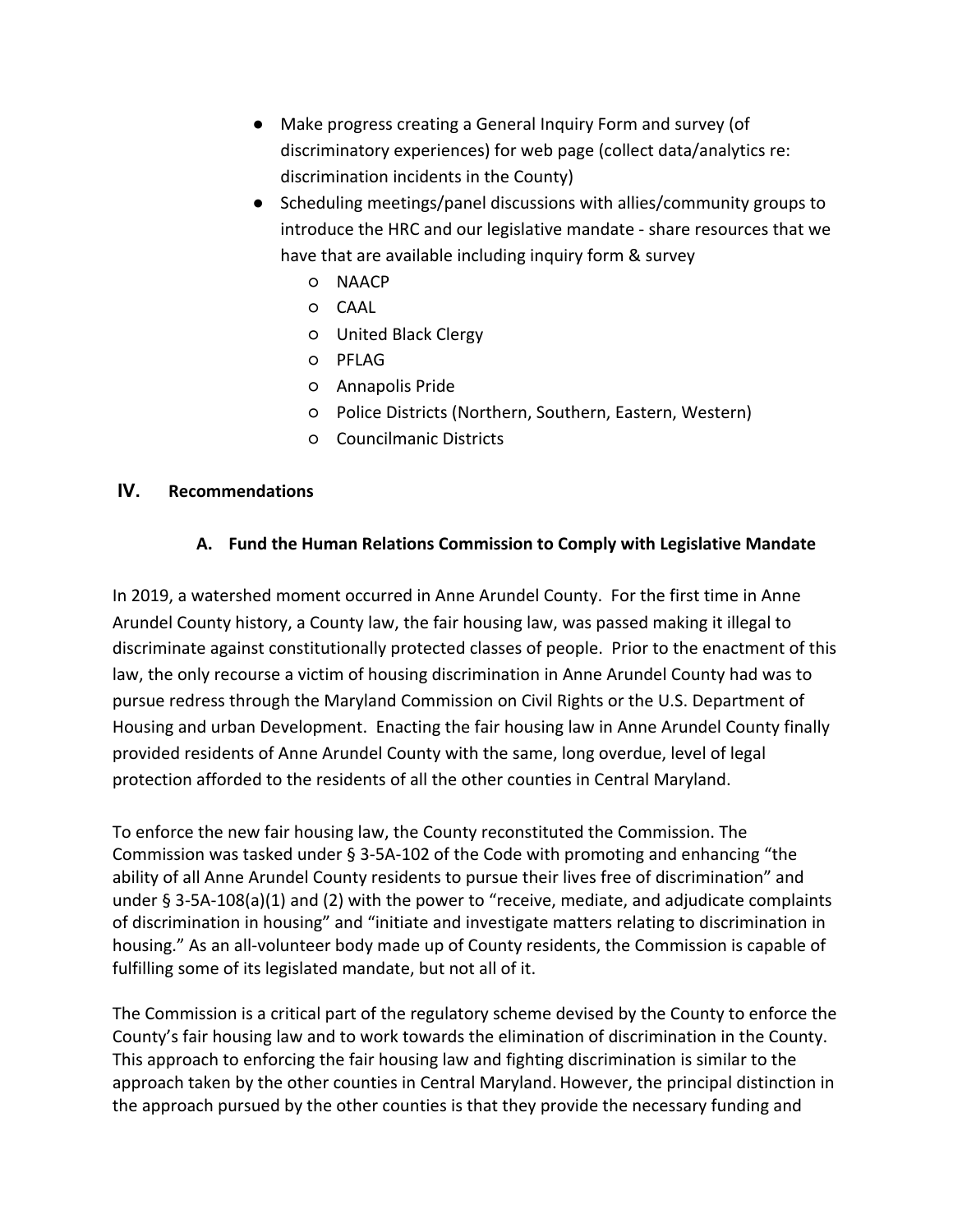- Make progress creating a General Inquiry Form and survey (of discriminatory experiences) for web page (collect data/analytics re: discrimination incidents in the County)
- Scheduling meetings/panel discussions with allies/community groups to introduce the HRC and our legislative mandate - share resources that we have that are available including inquiry form & survey
    - NAACP
    - CAAL
    - United Black Clergy
    - PFLAG
    - Annapolis Pride
    - Police Districts (Northern, Southern, Eastern, Western)
    - Councilmanic Districts

## IV. Recommendations

### A. Fund the Human Relations Commission to Comply with Legislative Mandate

In 2019, a watershed moment occurred in Anne Arundel County. For the first time in Anne Arundel County history, a County law, the fair housing law, was passed making it illegal to discriminate against constitutionally protected classes of people. Prior to the enactment of this law, the only recourse a victim of housing discrimination in Anne Arundel County had was to pursue redress through the Maryland Commission on Civil Rights or the U.S. Department of Housing and urban Development. Enacting the fair housing law in Anne Arundel County finally provided residents of Anne Arundel County with the same, long overdue, level of legal protection afforded to the residents of all the other counties in Central Maryland.

To enforce the new fair housing law, the County reconstituted the Commission. The Commission was tasked under § 3-5A-102 of the Code with promoting and enhancing "the ability of all Anne Arundel County residents to pursue their lives free of discrimination" and under § 3-5A-108(a)(1) and (2) with the power to "receive, mediate, and adjudicate complaints of discrimination in housing" and "initiate and investigate matters relating to discrimination in housing." As an all-volunteer body made up of County residents, the Commission is capable of fulfilling some of its legislated mandate, but not all of it.

The Commission is a critical part of the regulatory scheme devised by the County to enforce the County's fair housing law and to work towards the elimination of discrimination in the County. This approach to enforcing the fair housing law and fighting discrimination is similar to the approach taken by the other counties in Central Maryland. However, the principal distinction in the approach pursued by the other counties is that they provide the necessary funding and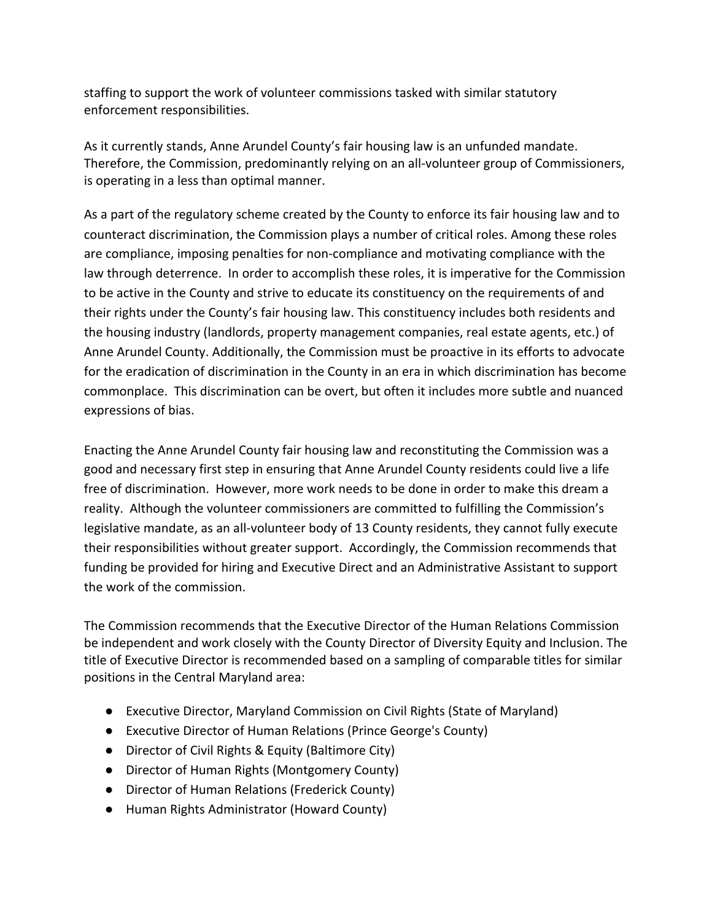staffing to support the work of volunteer commissions tasked with similar statutory enforcement responsibilities.

As it currently stands, Anne Arundel County's fair housing law is an unfunded mandate. Therefore, the Commission, predominantly relying on an all-volunteer group of Commissioners, is operating in a less than optimal manner.

As a part of the regulatory scheme created by the County to enforce its fair housing law and to counteract discrimination, the Commission plays a number of critical roles. Among these roles are compliance, imposing penalties for non-compliance and motivating compliance with the law through deterrence. In order to accomplish these roles, it is imperative for the Commission to be active in the County and strive to educate its constituency on the requirements of and their rights under the County's fair housing law. This constituency includes both residents and the housing industry (landlords, property management companies, real estate agents, etc.) of Anne Arundel County. Additionally, the Commission must be proactive in its efforts to advocate for the eradication of discrimination in the County in an era in which discrimination has become commonplace. This discrimination can be overt, but often it includes more subtle and nuanced expressions of bias.

Enacting the Anne Arundel County fair housing law and reconstituting the Commission was a good and necessary first step in ensuring that Anne Arundel County residents could live a life free of discrimination. However, more work needs to be done in order to make this dream a reality. Although the volunteer commissioners are committed to fulfilling the Commission's legislative mandate, as an all-volunteer body of 13 County residents, they cannot fully execute their responsibilities without greater support. Accordingly, the Commission recommends that funding be provided for hiring and Executive Direct and an Administrative Assistant to support the work of the commission.

The Commission recommends that the Executive Director of the Human Relations Commission be independent and work closely with the County Director of Diversity Equity and Inclusion. The title of Executive Director is recommended based on a sampling of comparable titles for similar positions in the Central Maryland area:

- Executive Director, Maryland Commission on Civil Rights (State of Maryland)
- Executive Director of Human Relations (Prince George's County)
- Director of Civil Rights & Equity (Baltimore City)
- Director of Human Rights (Montgomery County)
- Director of Human Relations (Frederick County)
- Human Rights Administrator (Howard County)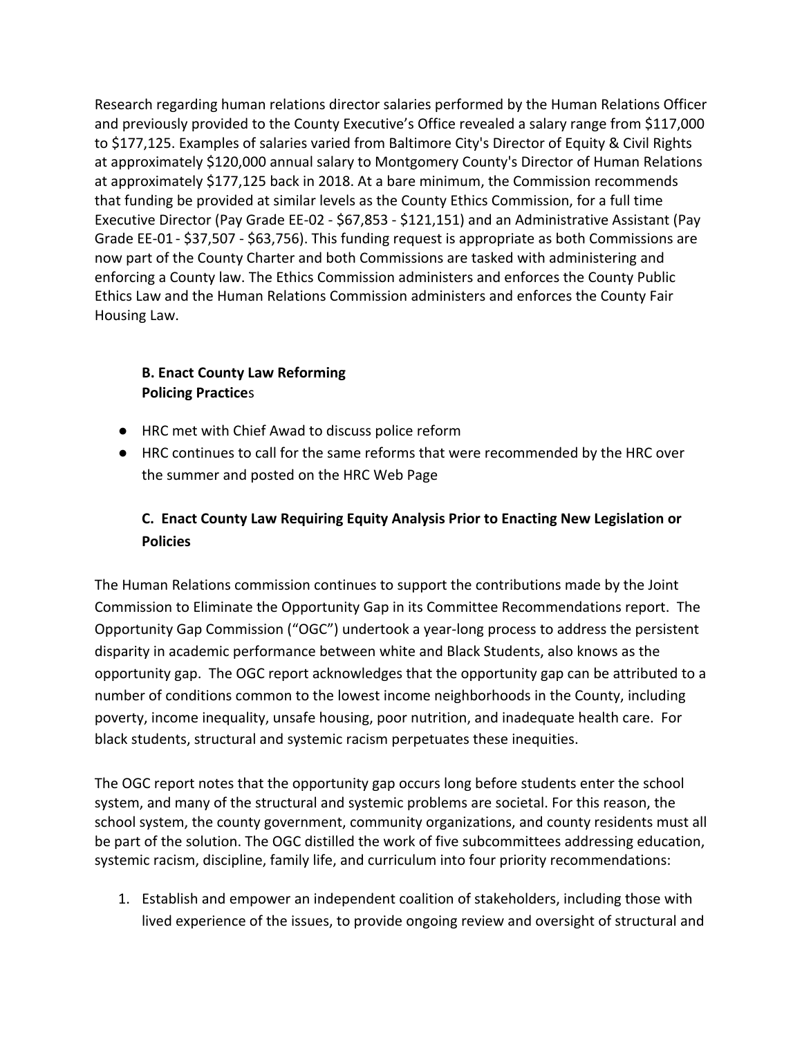Research regarding human relations director salaries performed by the Human Relations Officer and previously provided to the County Executive's Office revealed a salary range from $117,000 to $177,125. Examples of salaries varied from Baltimore City's Director of Equity & Civil Rights at approximately $120,000 annual salary to Montgomery County's Director of Human Relations at approximately $177,125 back in 2018. At a bare minimum, the Commission recommends that funding be provided at similar levels as the County Ethics Commission, for a full time Executive Director (Pay Grade EE-02 - $67,853 - $121,151) and an Administrative Assistant (Pay Grade EE-01 - $37,507 - $63,756). This funding request is appropriate as both Commissions are now part of the County Charter and both Commissions are tasked with administering and enforcing a County law. The Ethics Commission administers and enforces the County Public Ethics Law and the Human Relations Commission administers and enforces the County Fair Housing Law.

### B. Enact County Law Reforming Policing Practices

- HRC met with Chief Awad to discuss police reform
- HRC continues to call for the same reforms that were recommended by the HRC over the summer and posted on the HRC Web Page

### C. Enact County Law Requiring Equity Analysis Prior to Enacting New Legislation or Policies

The Human Relations commission continues to support the contributions made by the Joint Commission to Eliminate the Opportunity Gap in its Committee Recommendations report. The Opportunity Gap Commission ("OGC") undertook a year-long process to address the persistent disparity in academic performance between white and Black Students, also knows as the opportunity gap. The OGC report acknowledges that the opportunity gap can be attributed to a number of conditions common to the lowest income neighborhoods in the County, including poverty, income inequality, unsafe housing, poor nutrition, and inadequate health care. For black students, structural and systemic racism perpetuates these inequities.

The OGC report notes that the opportunity gap occurs long before students enter the school system, and many of the structural and systemic problems are societal. For this reason, the school system, the county government, community organizations, and county residents must all be part of the solution. The OGC distilled the work of five subcommittees addressing education, systemic racism, discipline, family life, and curriculum into four priority recommendations:

1. Establish and empower an independent coalition of stakeholders, including those with lived experience of the issues, to provide ongoing review and oversight of structural and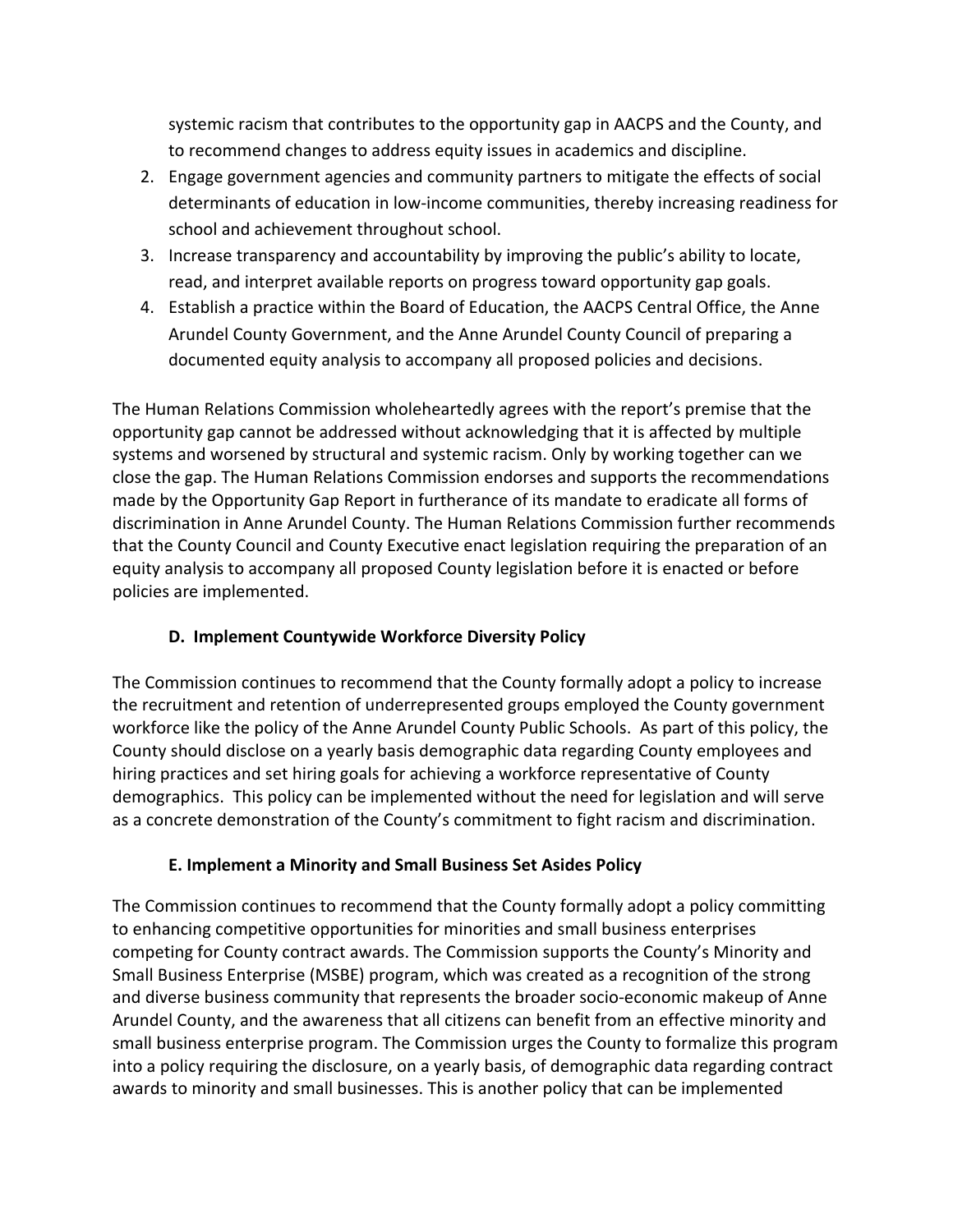systemic racism that contributes to the opportunity gap in AACPS and the County, and to recommend changes to address equity issues in academics and discipline.

2. Engage government agencies and community partners to mitigate the effects of social determinants of education in low-income communities, thereby increasing readiness for school and achievement throughout school.
3. Increase transparency and accountability by improving the public's ability to locate, read, and interpret available reports on progress toward opportunity gap goals.
4. Establish a practice within the Board of Education, the AACPS Central Office, the Anne Arundel County Government, and the Anne Arundel County Council of preparing a documented equity analysis to accompany all proposed policies and decisions.

The Human Relations Commission wholeheartedly agrees with the report's premise that the opportunity gap cannot be addressed without acknowledging that it is affected by multiple systems and worsened by structural and systemic racism. Only by working together can we close the gap. The Human Relations Commission endorses and supports the recommendations made by the Opportunity Gap Report in furtherance of its mandate to eradicate all forms of discrimination in Anne Arundel County. The Human Relations Commission further recommends that the County Council and County Executive enact legislation requiring the preparation of an equity analysis to accompany all proposed County legislation before it is enacted or before policies are implemented.

### D. Implement Countywide Workforce Diversity Policy

The Commission continues to recommend that the County formally adopt a policy to increase the recruitment and retention of underrepresented groups employed the County government workforce like the policy of the Anne Arundel County Public Schools. As part of this policy, the County should disclose on a yearly basis demographic data regarding County employees and hiring practices and set hiring goals for achieving a workforce representative of County demographics. This policy can be implemented without the need for legislation and will serve as a concrete demonstration of the County's commitment to fight racism and discrimination.

### E. Implement a Minority and Small Business Set Asides Policy

The Commission continues to recommend that the County formally adopt a policy committing to enhancing competitive opportunities for minorities and small business enterprises competing for County contract awards. The Commission supports the County's Minority and Small Business Enterprise (MSBE) program, which was created as a recognition of the strong and diverse business community that represents the broader socio-economic makeup of Anne Arundel County, and the awareness that all citizens can benefit from an effective minority and small business enterprise program. The Commission urges the County to formalize this program into a policy requiring the disclosure, on a yearly basis, of demographic data regarding contract awards to minority and small businesses. This is another policy that can be implemented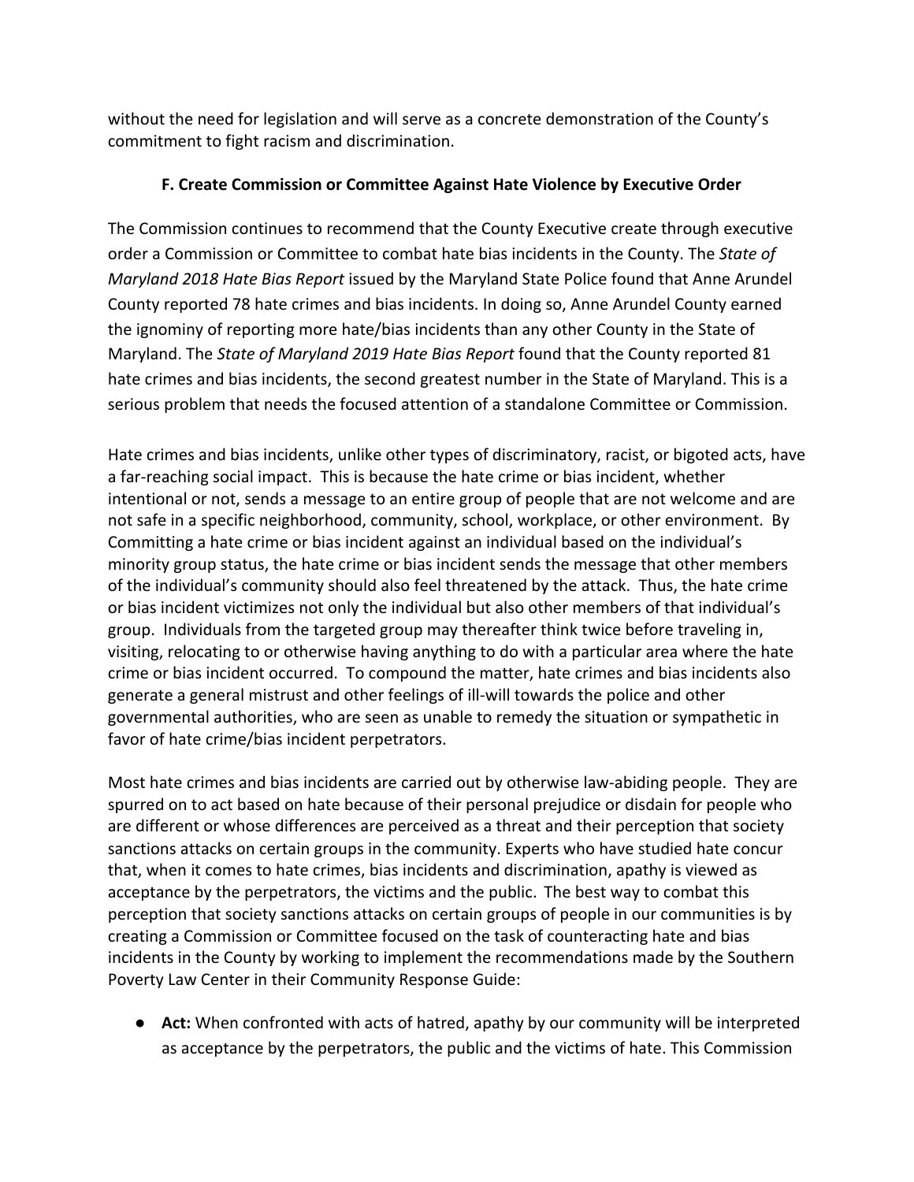without the need for legislation and will serve as a concrete demonstration of the County's commitment to fight racism and discrimination.

### F. Create Commission or Committee Against Hate Violence by Executive Order

The Commission continues to recommend that the County Executive create through executive order a Commission or Committee to combat hate bias incidents in the County. The *State of Maryland 2018 Hate Bias Report* issued by the Maryland State Police found that Anne Arundel County reported 78 hate crimes and bias incidents. In doing so, Anne Arundel County earned the ignominy of reporting more hate/bias incidents than any other County in the State of Maryland. The *State of Maryland 2019 Hate Bias Report* found that the County reported 81 hate crimes and bias incidents, the second greatest number in the State of Maryland. This is a serious problem that needs the focused attention of a standalone Committee or Commission.

Hate crimes and bias incidents, unlike other types of discriminatory, racist, or bigoted acts, have a far-reaching social impact. This is because the hate crime or bias incident, whether intentional or not, sends a message to an entire group of people that are not welcome and are not safe in a specific neighborhood, community, school, workplace, or other environment. By Committing a hate crime or bias incident against an individual based on the individual's minority group status, the hate crime or bias incident sends the message that other members of the individual's community should also feel threatened by the attack. Thus, the hate crime or bias incident victimizes not only the individual but also other members of that individual's group. Individuals from the targeted group may thereafter think twice before traveling in, visiting, relocating to or otherwise having anything to do with a particular area where the hate crime or bias incident occurred. To compound the matter, hate crimes and bias incidents also generate a general mistrust and other feelings of ill-will towards the police and other governmental authorities, who are seen as unable to remedy the situation or sympathetic in favor of hate crime/bias incident perpetrators.

Most hate crimes and bias incidents are carried out by otherwise law-abiding people. They are spurred on to act based on hate because of their personal prejudice or disdain for people who are different or whose differences are perceived as a threat and their perception that society sanctions attacks on certain groups in the community. Experts who have studied hate concur that, when it comes to hate crimes, bias incidents and discrimination, apathy is viewed as acceptance by the perpetrators, the victims and the public. The best way to combat this perception that society sanctions attacks on certain groups of people in our communities is by creating a Commission or Committee focused on the task of counteracting hate and bias incidents in the County by working to implement the recommendations made by the Southern Poverty Law Center in their Community Response Guide:

- **Act:** When confronted with acts of hatred, apathy by our community will be interpreted as acceptance by the perpetrators, the public and the victims of hate. This Commission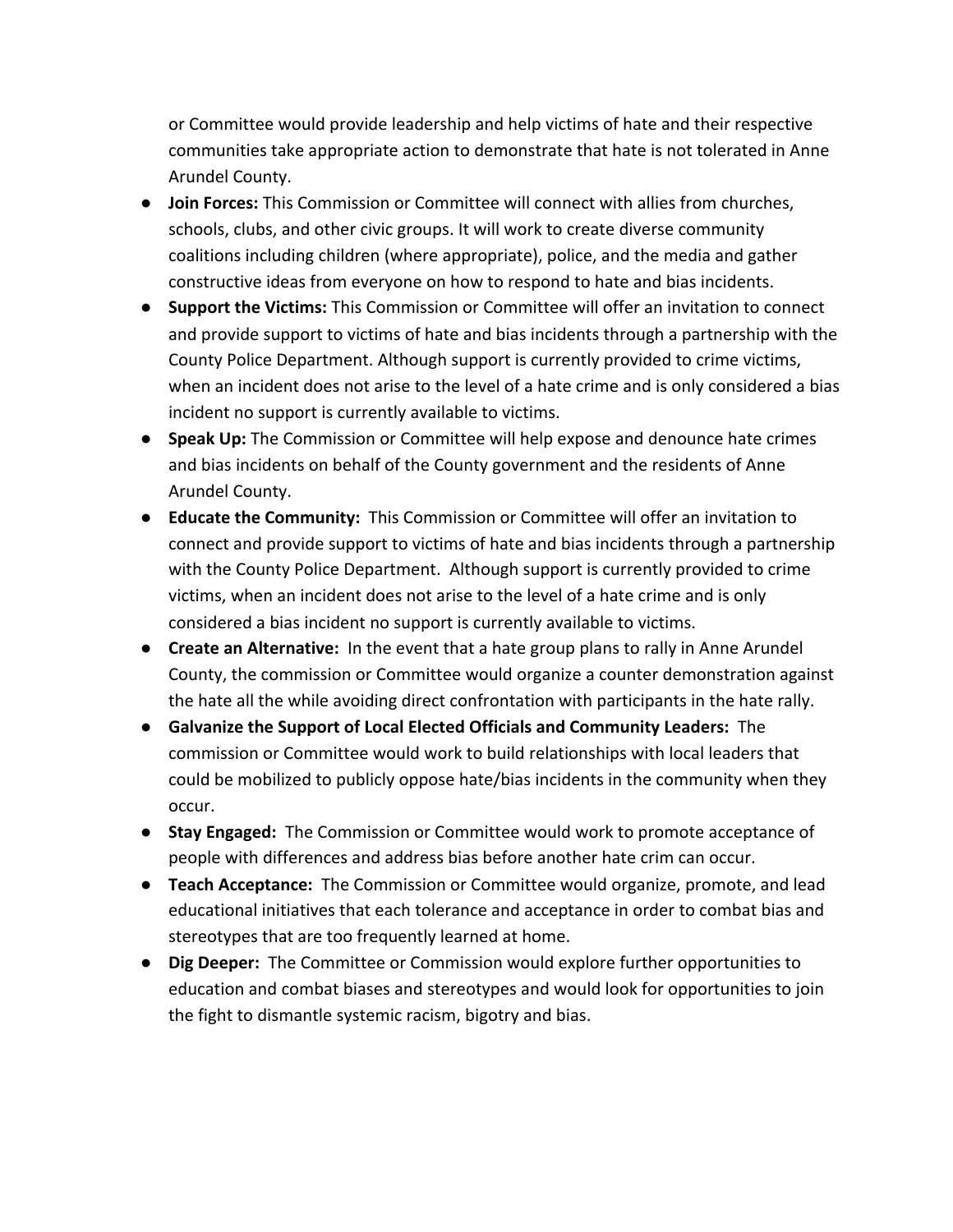or Committee would provide leadership and help victims of hate and their respective communities take appropriate action to demonstrate that hate is not tolerated in Anne Arundel County.

- **Join Forces:** This Commission or Committee will connect with allies from churches, schools, clubs, and other civic groups. It will work to create diverse community coalitions including children (where appropriate), police, and the media and gather constructive ideas from everyone on how to respond to hate and bias incidents.
- **Support the Victims:** This Commission or Committee will offer an invitation to connect and provide support to victims of hate and bias incidents through a partnership with the County Police Department. Although support is currently provided to crime victims, when an incident does not arise to the level of a hate crime and is only considered a bias incident no support is currently available to victims.
- **Speak Up:** The Commission or Committee will help expose and denounce hate crimes and bias incidents on behalf of the County government and the residents of Anne Arundel County.
- **Educate the Community:** This Commission or Committee will offer an invitation to connect and provide support to victims of hate and bias incidents through a partnership with the County Police Department. Although support is currently provided to crime victims, when an incident does not arise to the level of a hate crime and is only considered a bias incident no support is currently available to victims.
- **Create an Alternative:** In the event that a hate group plans to rally in Anne Arundel County, the commission or Committee would organize a counter demonstration against the hate all the while avoiding direct confrontation with participants in the hate rally.
- **Galvanize the Support of Local Elected Officials and Community Leaders:** The commission or Committee would work to build relationships with local leaders that could be mobilized to publicly oppose hate/bias incidents in the community when they occur.
- **Stay Engaged:** The Commission or Committee would work to promote acceptance of people with differences and address bias before another hate crim can occur.
- **Teach Acceptance:** The Commission or Committee would organize, promote, and lead educational initiatives that each tolerance and acceptance in order to combat bias and stereotypes that are too frequently learned at home.
- **Dig Deeper:** The Committee or Commission would explore further opportunities to education and combat biases and stereotypes and would look for opportunities to join the fight to dismantle systemic racism, bigotry and bias.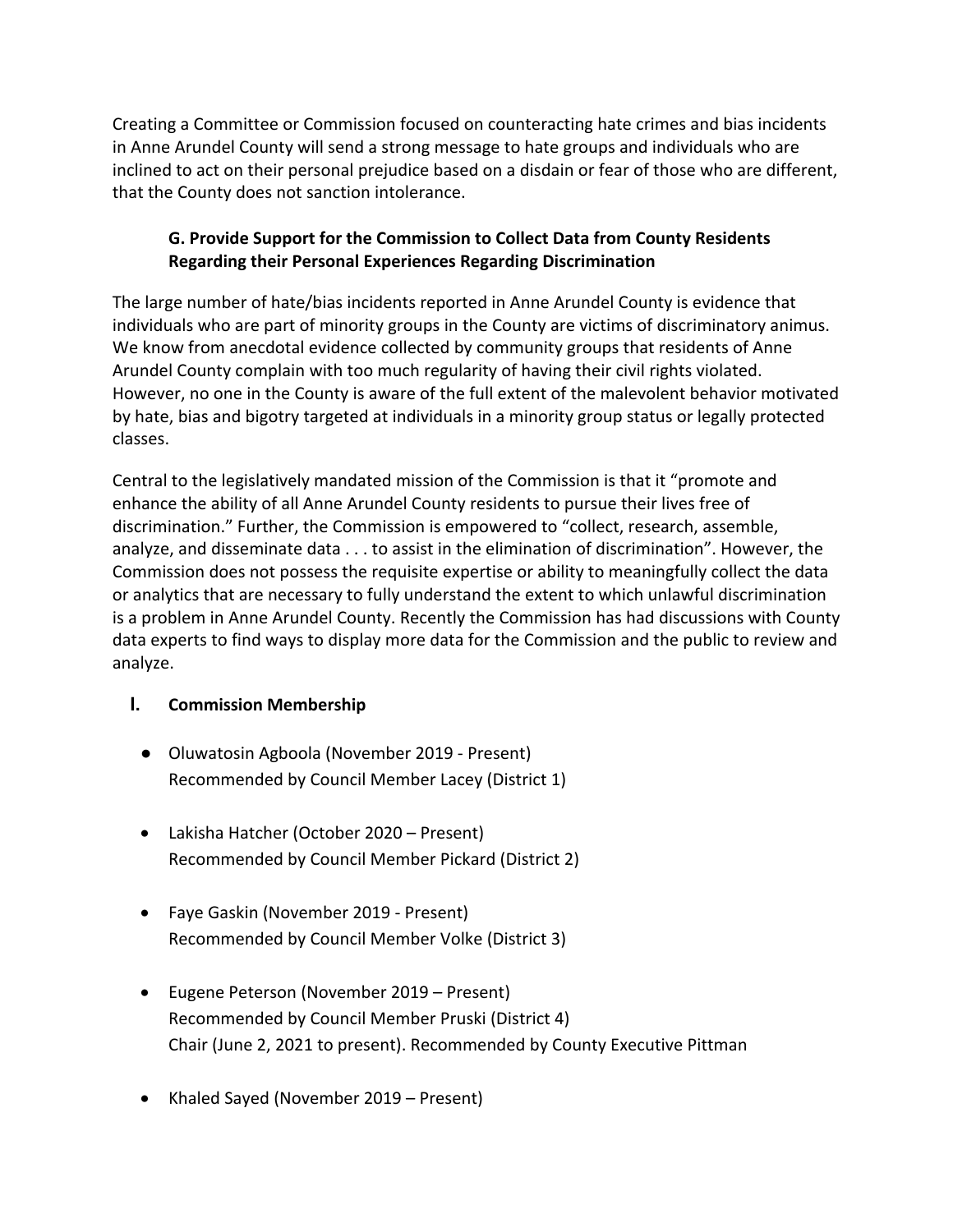Creating a Committee or Commission focused on counteracting hate crimes and bias incidents in Anne Arundel County will send a strong message to hate groups and individuals who are inclined to act on their personal prejudice based on a disdain or fear of those who are different, that the County does not sanction intolerance.

### G. Provide Support for the Commission to Collect Data from County Residents Regarding their Personal Experiences Regarding Discrimination

The large number of hate/bias incidents reported in Anne Arundel County is evidence that individuals who are part of minority groups in the County are victims of discriminatory animus. We know from anecdotal evidence collected by community groups that residents of Anne Arundel County complain with too much regularity of having their civil rights violated. However, no one in the County is aware of the full extent of the malevolent behavior motivated by hate, bias and bigotry targeted at individuals in a minority group status or legally protected classes.

Central to the legislatively mandated mission of the Commission is that it "promote and enhance the ability of all Anne Arundel County residents to pursue their lives free of discrimination." Further, the Commission is empowered to "collect, research, assemble, analyze, and disseminate data . . . to assist in the elimination of discrimination". However, the Commission does not possess the requisite expertise or ability to meaningfully collect the data or analytics that are necessary to fully understand the extent to which unlawful discrimination is a problem in Anne Arundel County. Recently the Commission has had discussions with County data experts to find ways to display more data for the Commission and the public to review and analyze.

## I. Commission Membership

- Oluwatosin Agboola (November 2019 - Present)
  Recommended by Council Member Lacey (District 1)
- Lakisha Hatcher (October 2020 – Present)
  Recommended by Council Member Pickard (District 2)
- Faye Gaskin (November 2019 - Present)
  Recommended by Council Member Volke (District 3)
- Eugene Peterson (November 2019 – Present)
  Recommended by Council Member Pruski (District 4)
  Chair (June 2, 2021 to present). Recommended by County Executive Pittman
- Khaled Sayed (November 2019 – Present)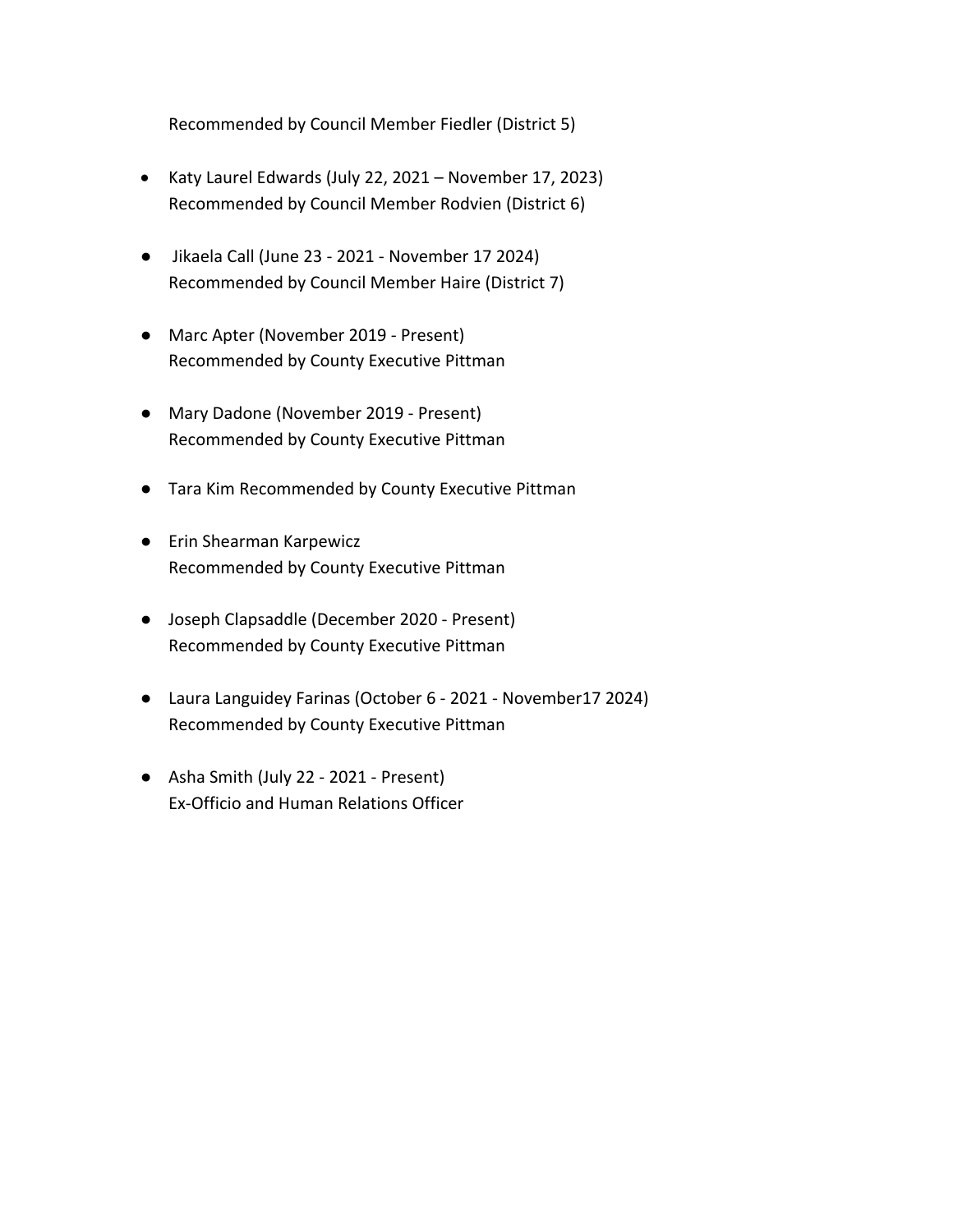Recommended by Council Member Fiedler (District 5)

- Katy Laurel Edwards (July 22, 2021 – November 17, 2023)
  Recommended by Council Member Rodvien (District 6)

- Jikaela Call (June 23 - 2021 - November 17 2024)
  Recommended by Council Member Haire (District 7)

- Marc Apter (November 2019 - Present)
  Recommended by County Executive Pittman

- Mary Dadone (November 2019 - Present)
  Recommended by County Executive Pittman

- Tara Kim Recommended by County Executive Pittman

- Erin Shearman Karpewicz
  Recommended by County Executive Pittman

- Joseph Clapsaddle (December 2020 - Present)
  Recommended by County Executive Pittman

- Laura Languidey Farinas (October 6 - 2021 - November17 2024)
  Recommended by County Executive Pittman

- Asha Smith (July 22 - 2021 - Present)
  Ex-Officio and Human Relations Officer